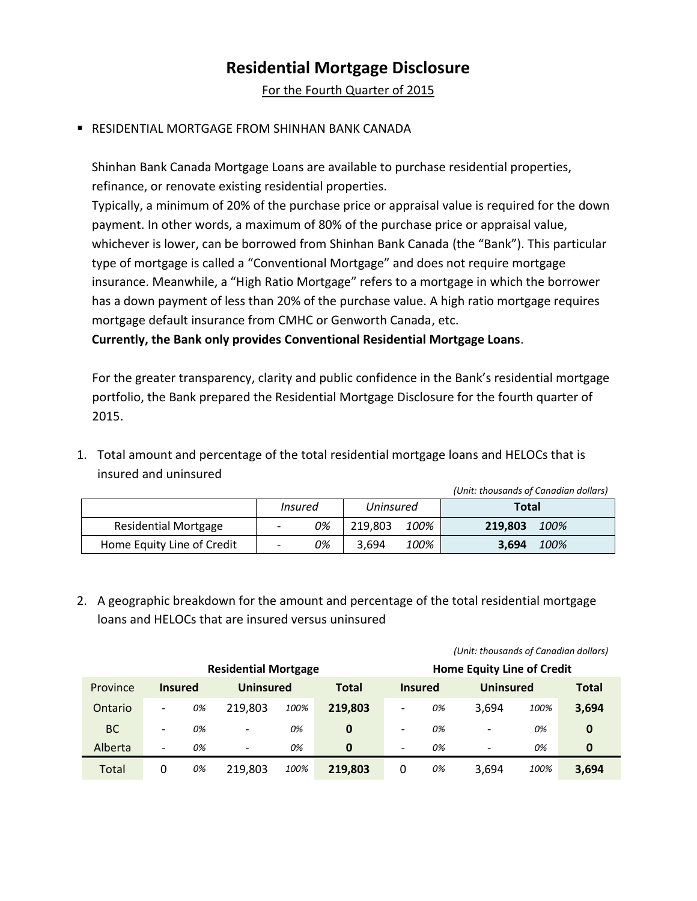# Residential Mortgage Disclosure

For the Fourth Quarter of 2015

- RESIDENTIAL MORTGAGE FROM SHINHAN BANK CANADA

Shinhan Bank Canada Mortgage Loans are available to purchase residential properties, refinance, or renovate existing residential properties.
Typically, a minimum of 20% of the purchase price or appraisal value is required for the down payment. In other words, a maximum of 80% of the purchase price or appraisal value, whichever is lower, can be borrowed from Shinhan Bank Canada (the "Bank"). This particular type of mortgage is called a "Conventional Mortgage" and does not require mortgage insurance. Meanwhile, a "High Ratio Mortgage" refers to a mortgage in which the borrower has a down payment of less than 20% of the purchase value. A high ratio mortgage requires mortgage default insurance from CMHC or Genworth Canada, etc.
**Currently, the Bank only provides Conventional Residential Mortgage Loans**.

For the greater transparency, clarity and public confidence in the Bank's residential mortgage portfolio, the Bank prepared the Residential Mortgage Disclosure for the fourth quarter of 2015.

1. Total amount and percentage of the total residential mortgage loans and HELOCs that is insured and uninsured

*(Unit: thousands of Canadian dollars)*

| | *Insured* | | *Uninsured* | | **Total** | |
|---|---|---|---|---|---|---|
| Residential Mortgage | - | *0%* | 219,803 | *100%* | **219,803** | *100%* |
| Home Equity Line of Credit | - | *0%* | 3,694 | *100%* | **3,694** | *100%* |

2. A geographic breakdown for the amount and percentage of the total residential mortgage loans and HELOCs that are insured versus uninsured

*(Unit: thousands of Canadian dollars)*

| | **Residential Mortgage** | | | | | **Home Equity Line of Credit** | | | | |
|---|---|---|---|---|---|---|---|---|---|---|
| Province | **Insured** | | **Uninsured** | | **Total** | **Insured** | | **Uninsured** | | **Total** |
| Ontario | - | *0%* | 219,803 | *100%* | **219,803** | - | *0%* | 3,694 | *100%* | **3,694** |
| BC | - | *0%* | - | *0%* | **0** | - | *0%* | - | *0%* | **0** |
| Alberta | - | *0%* | - | *0%* | **0** | - | *0%* | - | *0%* | **0** |
| Total | 0 | *0%* | 219,803 | *100%* | **219,803** | 0 | *0%* | 3,694 | *100%* | **3,694** |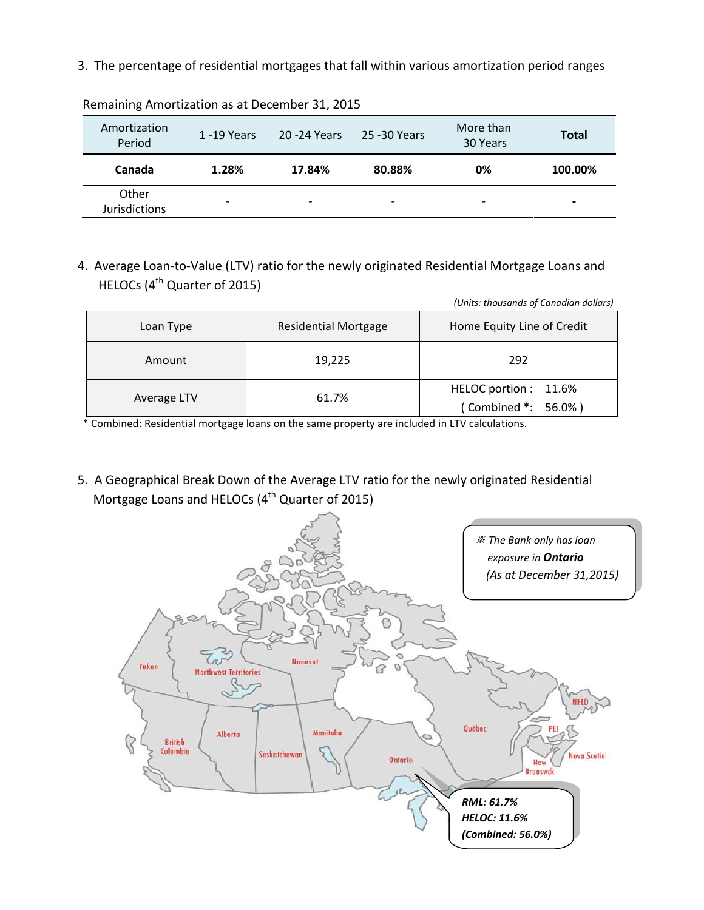3. The percentage of residential mortgages that fall within various amortization period ranges

Remaining Amortization as at December 31, 2015

| Amortization Period | 1 -19 Years | 20 -24 Years | 25 -30 Years | More than 30 Years | **Total** |
|---|---|---|---|---|---|
| **Canada** | **1.28%** | **17.84%** | **80.88%** | **0%** | **100.00%** |
| Other Jurisdictions | - | - | - | - | **-** |

4. Average Loan-to-Value (LTV) ratio for the newly originated Residential Mortgage Loans and HELOCs (4th Quarter of 2015)

*(Units: thousands of Canadian dollars)*

| Loan Type | Residential Mortgage | Home Equity Line of Credit |
|---|---|---|
| Amount | 19,225 | 292 |
| Average LTV | 61.7% | HELOC portion : 11.6% ( Combined *: 56.0% ) |

\* Combined: Residential mortgage loans on the same property are included in LTV calculations.

5. A Geographical Break Down of the Average LTV ratio for the newly originated Residential Mortgage Loans and HELOCs (4th Quarter of 2015)

*※ The Bank only has loan exposure in **Ontario** (As at December 31,2015)*

Yukon, Northwest Territories, Nunavut, British Columbia, Alberta, Saskatchewan, Manitoba, Ontario, Québec, NFLD, PEI, Nova Scotia, New Brunswick

**Ontario:**

***RML: 61.7%***
***HELOC: 11.6%***
***(Combined: 56.0%)***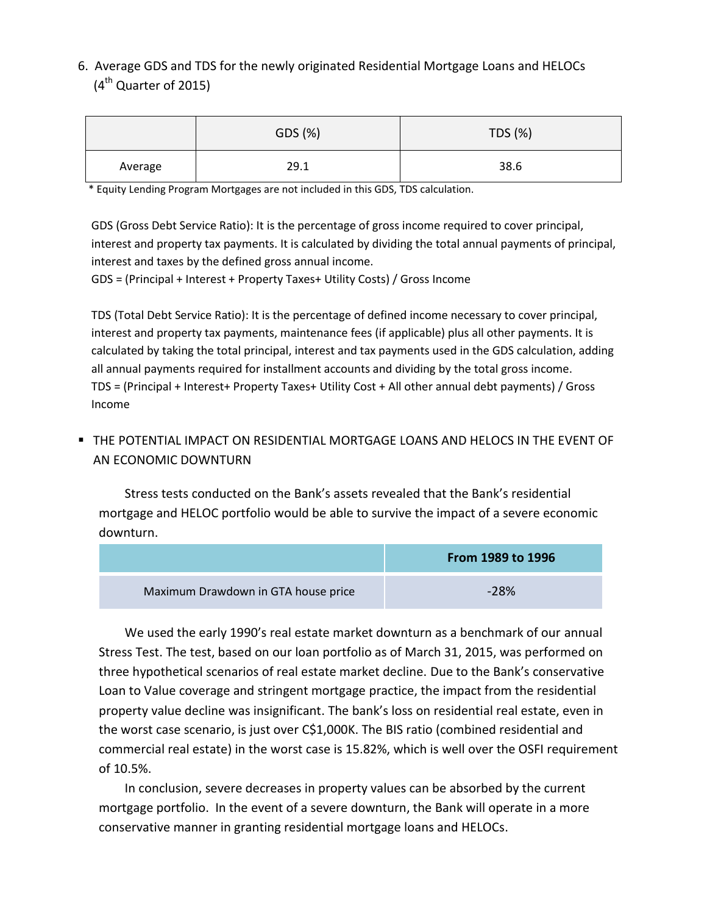6. Average GDS and TDS for the newly originated Residential Mortgage Loans and HELOCs (4th Quarter of 2015)

| | GDS (%) | TDS (%) |
|---|---|---|
| Average | 29.1 | 38.6 |

* Equity Lending Program Mortgages are not included in this GDS, TDS calculation.

GDS (Gross Debt Service Ratio): It is the percentage of gross income required to cover principal, interest and property tax payments. It is calculated by dividing the total annual payments of principal, interest and taxes by the defined gross annual income.
GDS = (Principal + Interest + Property Taxes+ Utility Costs) / Gross Income

TDS (Total Debt Service Ratio): It is the percentage of defined income necessary to cover principal, interest and property tax payments, maintenance fees (if applicable) plus all other payments. It is calculated by taking the total principal, interest and tax payments used in the GDS calculation, adding all annual payments required for installment accounts and dividing by the total gross income.
TDS = (Principal + Interest+ Property Taxes+ Utility Cost + All other annual debt payments) / Gross Income

- THE POTENTIAL IMPACT ON RESIDENTIAL MORTGAGE LOANS AND HELOCS IN THE EVENT OF AN ECONOMIC DOWNTURN

Stress tests conducted on the Bank's assets revealed that the Bank's residential mortgage and HELOC portfolio would be able to survive the impact of a severe economic downturn.

| | From 1989 to 1996 |
|---|---|
| Maximum Drawdown in GTA house price | -28% |

We used the early 1990's real estate market downturn as a benchmark of our annual Stress Test. The test, based on our loan portfolio as of March 31, 2015, was performed on three hypothetical scenarios of real estate market decline. Due to the Bank's conservative Loan to Value coverage and stringent mortgage practice, the impact from the residential property value decline was insignificant. The bank's loss on residential real estate, even in the worst case scenario, is just over C$1,000K. The BIS ratio (combined residential and commercial real estate) in the worst case is 15.82%, which is well over the OSFI requirement of 10.5%.

In conclusion, severe decreases in property values can be absorbed by the current mortgage portfolio. In the event of a severe downturn, the Bank will operate in a more conservative manner in granting residential mortgage loans and HELOCs.